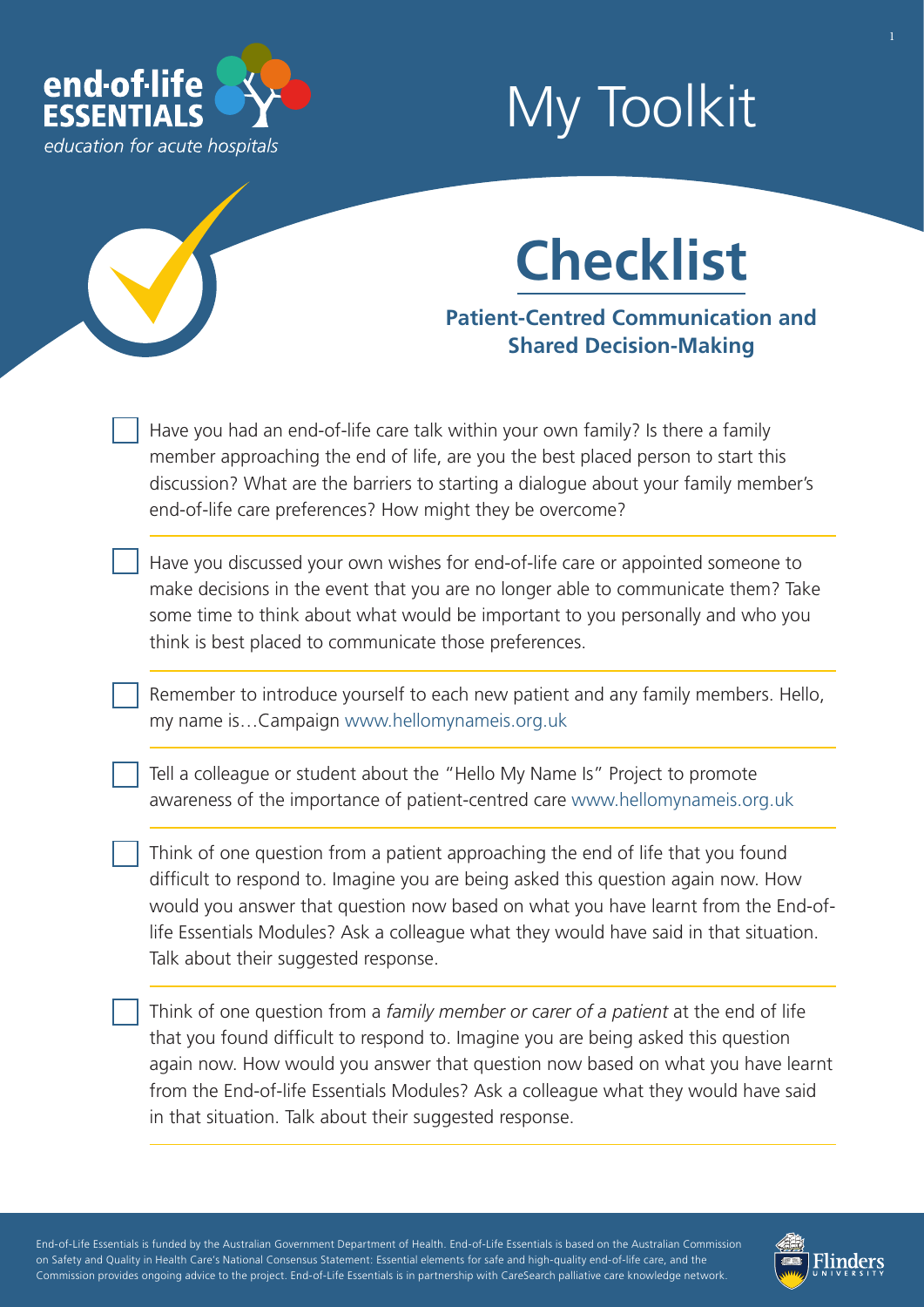end-of-life ESSENTIALS

*education for acute hospitals*

# My Toolkit

## Checklist

### Patient-Centred Communication and Shared Decision-Making

- [ ] Have you had an end-of-life care talk within your own family? Is there a family member approaching the end of life, are you the best placed person to start this discussion? What are the barriers to starting a dialogue about your family member's end-of-life care preferences? How might they be overcome?

- [ ] Have you discussed your own wishes for end-of-life care or appointed someone to make decisions in the event that you are no longer able to communicate them? Take some time to think about what would be important to you personally and who you think is best placed to communicate those preferences.

- [ ] Remember to introduce yourself to each new patient and any family members. Hello, my name is…Campaign www.hellomynameis.org.uk

- [ ] Tell a colleague or student about the "Hello My Name Is" Project to promote awareness of the importance of patient-centred care www.hellomynameis.org.uk

- [ ] Think of one question from a patient approaching the end of life that you found difficult to respond to. Imagine you are being asked this question again now. How would you answer that question now based on what you have learnt from the End-of-life Essentials Modules? Ask a colleague what they would have said in that situation. Talk about their suggested response.

- [ ] Think of one question from a *family member or carer of a patient* at the end of life that you found difficult to respond to. Imagine you are being asked this question again now. How would you answer that question now based on what you have learnt from the End-of-life Essentials Modules? Ask a colleague what they would have said in that situation. Talk about their suggested response.

End-of-Life Essentials is funded by the Australian Government Department of Health. End-of-Life Essentials is based on the Australian Commission on Safety and Quality in Health Care's National Consensus Statement: Essential elements for safe and high-quality end-of-life care, and the Commission provides ongoing advice to the project. End-of-Life Essentials is in partnership with CareSearch palliative care knowledge network.

Flinders UNIVERSITY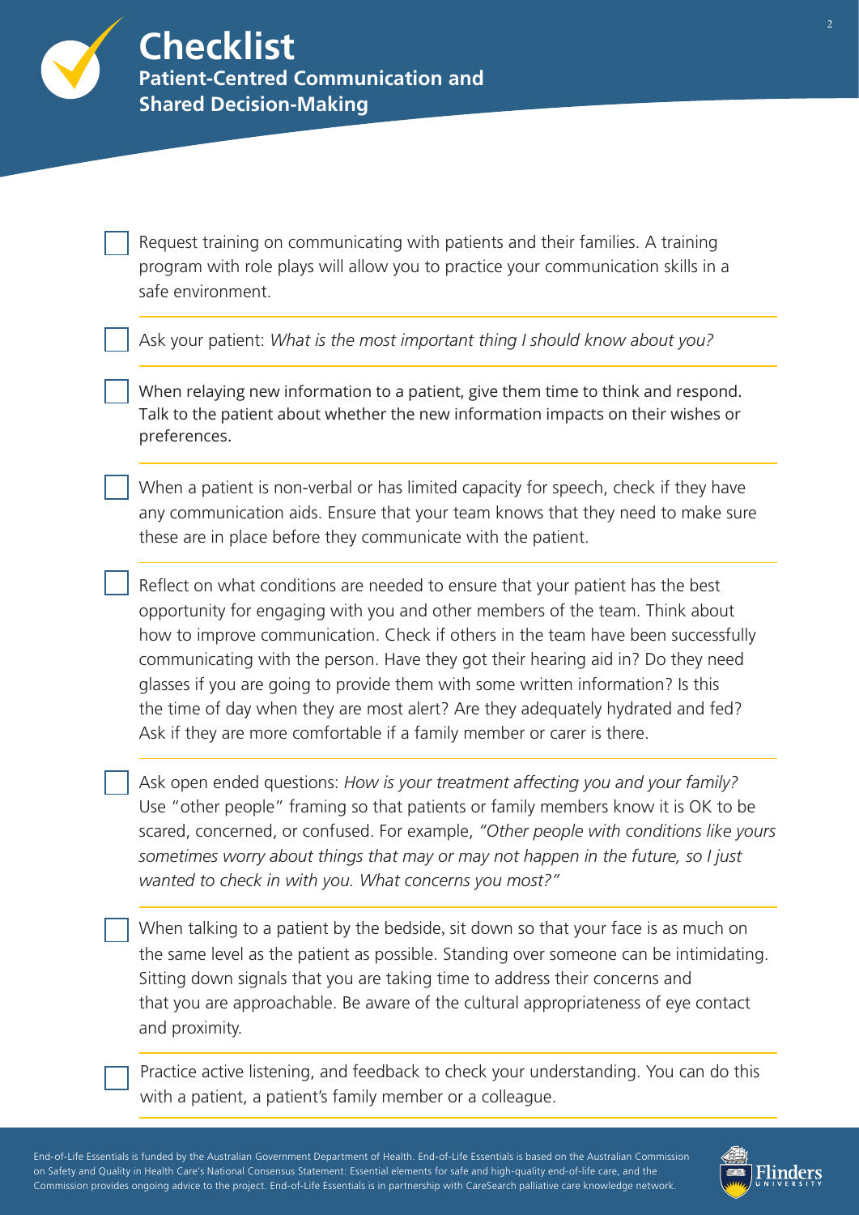# Checklist

## Patient-Centred Communication and Shared Decision-Making

- [ ] Request training on communicating with patients and their families. A training program with role plays will allow you to practice your communication skills in a safe environment.

- [ ] Ask your patient: *What is the most important thing I should know about you?*

- [ ] When relaying new information to a patient, give them time to think and respond. Talk to the patient about whether the new information impacts on their wishes or preferences.

- [ ] When a patient is non-verbal or has limited capacity for speech, check if they have any communication aids. Ensure that your team knows that they need to make sure these are in place before they communicate with the patient.

- [ ] Reflect on what conditions are needed to ensure that your patient has the best opportunity for engaging with you and other members of the team. Think about how to improve communication. Check if others in the team have been successfully communicating with the person. Have they got their hearing aid in? Do they need glasses if you are going to provide them with some written information? Is this the time of day when they are most alert? Are they adequately hydrated and fed? Ask if they are more comfortable if a family member or carer is there.

- [ ] Ask open ended questions: *How is your treatment affecting you and your family?* Use "other people" framing so that patients or family members know it is OK to be scared, concerned, or confused. For example, *"Other people with conditions like yours sometimes worry about things that may or may not happen in the future, so I just wanted to check in with you. What concerns you most?"*

- [ ] When talking to a patient by the bedside, sit down so that your face is as much on the same level as the patient as possible. Standing over someone can be intimidating. Sitting down signals that you are taking time to address their concerns and that you are approachable. Be aware of the cultural appropriateness of eye contact and proximity.

- [ ] Practice active listening, and feedback to check your understanding. You can do this with a patient, a patient's family member or a colleague.

End-of-Life Essentials is funded by the Australian Government Department of Health. End-of-Life Essentials is based on the Australian Commission on Safety and Quality in Health Care's National Consensus Statement: Essential elements for safe and high-quality end-of-life care, and the Commission provides ongoing advice to the project. End-of-Life Essentials is in partnership with CareSearch palliative care knowledge network.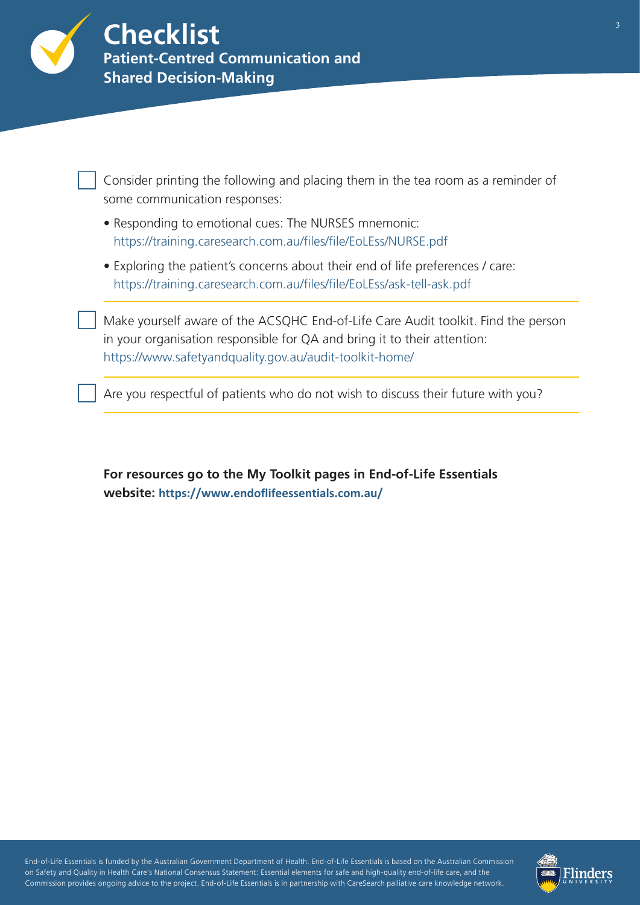# Checklist

## Patient-Centred Communication and Shared Decision-Making

- [ ] Consider printing the following and placing them in the tea room as a reminder of some communication responses:
  - Responding to emotional cues: The NURSES mnemonic: https://training.caresearch.com.au/files/file/EoLEss/NURSE.pdf
  - Exploring the patient's concerns about their end of life preferences / care: https://training.caresearch.com.au/files/file/EoLEss/ask-tell-ask.pdf

- [ ] Make yourself aware of the ACSQHC End-of-Life Care Audit toolkit. Find the person in your organisation responsible for QA and bring it to their attention: https://www.safetyandquality.gov.au/audit-toolkit-home/

- [ ] Are you respectful of patients who do not wish to discuss their future with you?

**For resources go to the My Toolkit pages in End-of-Life Essentials website: https://www.endoflifeessentials.com.au/**

End-of-Life Essentials is funded by the Australian Government Department of Health. End-of-Life Essentials is based on the Australian Commission on Safety and Quality in Health Care's National Consensus Statement: Essential elements for safe and high-quality end-of-life care, and the Commission provides ongoing advice to the project. End-of-Life Essentials is in partnership with CareSearch palliative care knowledge network.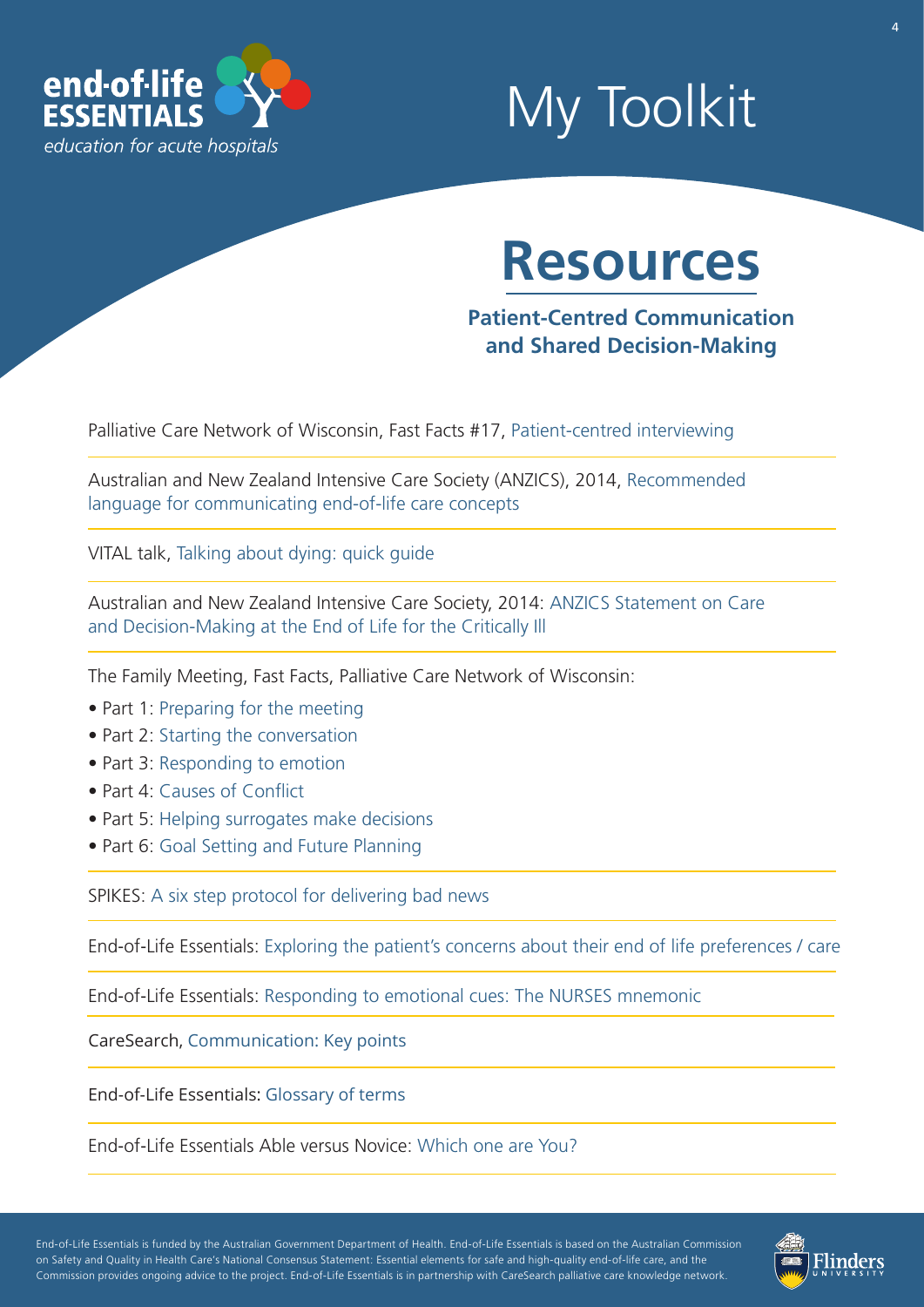end-of-life ESSENTIALS

*education for acute hospitals*

# My Toolkit

## Resources

### Patient-Centred Communication and Shared Decision-Making

Palliative Care Network of Wisconsin, Fast Facts #17, Patient-centred interviewing

Australian and New Zealand Intensive Care Society (ANZICS), 2014, Recommended language for communicating end-of-life care concepts

VITAL talk, Talking about dying: quick guide

Australian and New Zealand Intensive Care Society, 2014: ANZICS Statement on Care and Decision-Making at the End of Life for the Critically Ill

The Family Meeting, Fast Facts, Palliative Care Network of Wisconsin:

- Part 1: Preparing for the meeting
- Part 2: Starting the conversation
- Part 3: Responding to emotion
- Part 4: Causes of Conflict
- Part 5: Helping surrogates make decisions
- Part 6: Goal Setting and Future Planning

SPIKES: A six step protocol for delivering bad news

End-of-Life Essentials: Exploring the patient's concerns about their end of life preferences / care

End-of-Life Essentials: Responding to emotional cues: The NURSES mnemonic

CareSearch, Communication: Key points

End-of-Life Essentials: Glossary of terms

End-of-Life Essentials Able versus Novice: Which one are You?

End-of-Life Essentials is funded by the Australian Government Department of Health. End-of-Life Essentials is based on the Australian Commission on Safety and Quality in Health Care's National Consensus Statement: Essential elements for safe and high-quality end-of-life care, and the Commission provides ongoing advice to the project. End-of-Life Essentials is in partnership with CareSearch palliative care knowledge network.

Flinders UNIVERSITY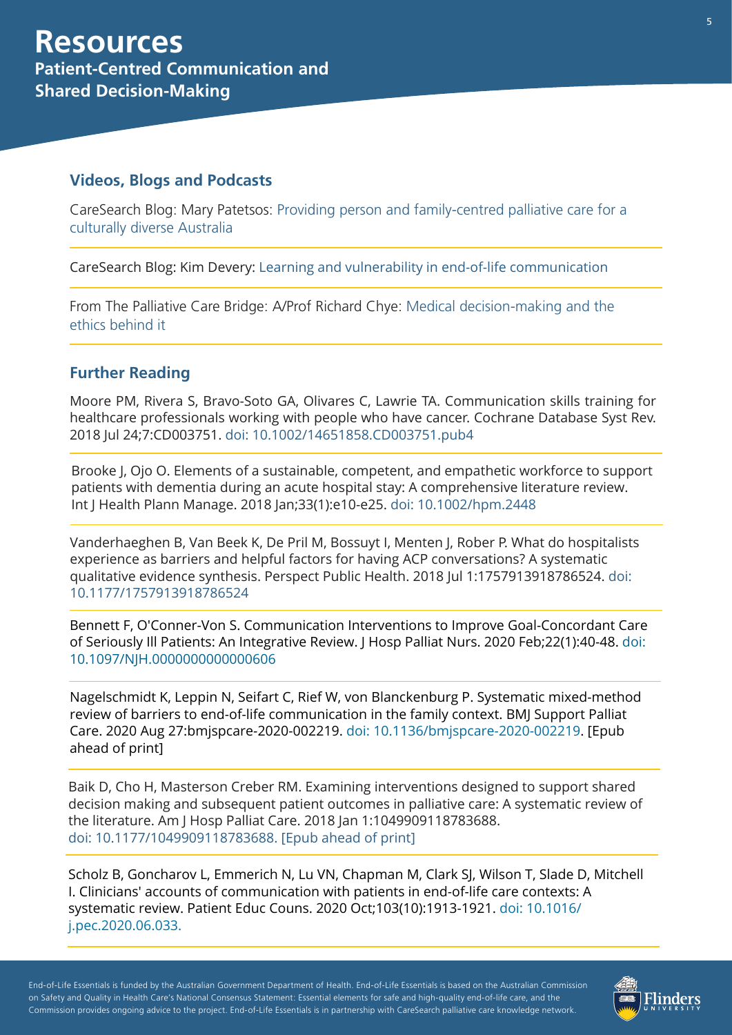# Resources

## Patient-Centred Communication and Shared Decision-Making

### Videos, Blogs and Podcasts

CareSearch Blog: Mary Patetsos: Providing person and family-centred palliative care for a culturally diverse Australia

CareSearch Blog: Kim Devery: Learning and vulnerability in end-of-life communication

From The Palliative Care Bridge: A/Prof Richard Chye: Medical decision-making and the ethics behind it

### Further Reading

Moore PM, Rivera S, Bravo-Soto GA, Olivares C, Lawrie TA. Communication skills training for healthcare professionals working with people who have cancer. Cochrane Database Syst Rev. 2018 Jul 24;7:CD003751. doi: 10.1002/14651858.CD003751.pub4

Brooke J, Ojo O. Elements of a sustainable, competent, and empathetic workforce to support patients with dementia during an acute hospital stay: A comprehensive literature review. Int J Health Plann Manage. 2018 Jan;33(1):e10-e25. doi: 10.1002/hpm.2448

Vanderhaeghen B, Van Beek K, De Pril M, Bossuyt I, Menten J, Rober P. What do hospitalists experience as barriers and helpful factors for having ACP conversations? A systematic qualitative evidence synthesis. Perspect Public Health. 2018 Jul 1:1757913918786524. doi: 10.1177/1757913918786524

Bennett F, O'Conner-Von S. Communication Interventions to Improve Goal-Concordant Care of Seriously Ill Patients: An Integrative Review. J Hosp Palliat Nurs. 2020 Feb;22(1):40-48. doi: 10.1097/NJH.0000000000000606

Nagelschmidt K, Leppin N, Seifart C, Rief W, von Blanckenburg P. Systematic mixed-method review of barriers to end-of-life communication in the family context. BMJ Support Palliat Care. 2020 Aug 27:bmjspcare-2020-002219. doi: 10.1136/bmjspcare-2020-002219. [Epub ahead of print]

Baik D, Cho H, Masterson Creber RM. Examining interventions designed to support shared decision making and subsequent patient outcomes in palliative care: A systematic review of the literature. Am J Hosp Palliat Care. 2018 Jan 1:1049909118783688. doi: 10.1177/1049909118783688. [Epub ahead of print]

Scholz B, Goncharov L, Emmerich N, Lu VN, Chapman M, Clark SJ, Wilson T, Slade D, Mitchell I. Clinicians' accounts of communication with patients in end-of-life care contexts: A systematic review. Patient Educ Couns. 2020 Oct;103(10):1913-1921. doi: 10.1016/j.pec.2020.06.033.

End-of-Life Essentials is funded by the Australian Government Department of Health. End-of-Life Essentials is based on the Australian Commission on Safety and Quality in Health Care's National Consensus Statement: Essential elements for safe and high-quality end-of-life care, and the Commission provides ongoing advice to the project. End-of-Life Essentials is in partnership with CareSearch palliative care knowledge network.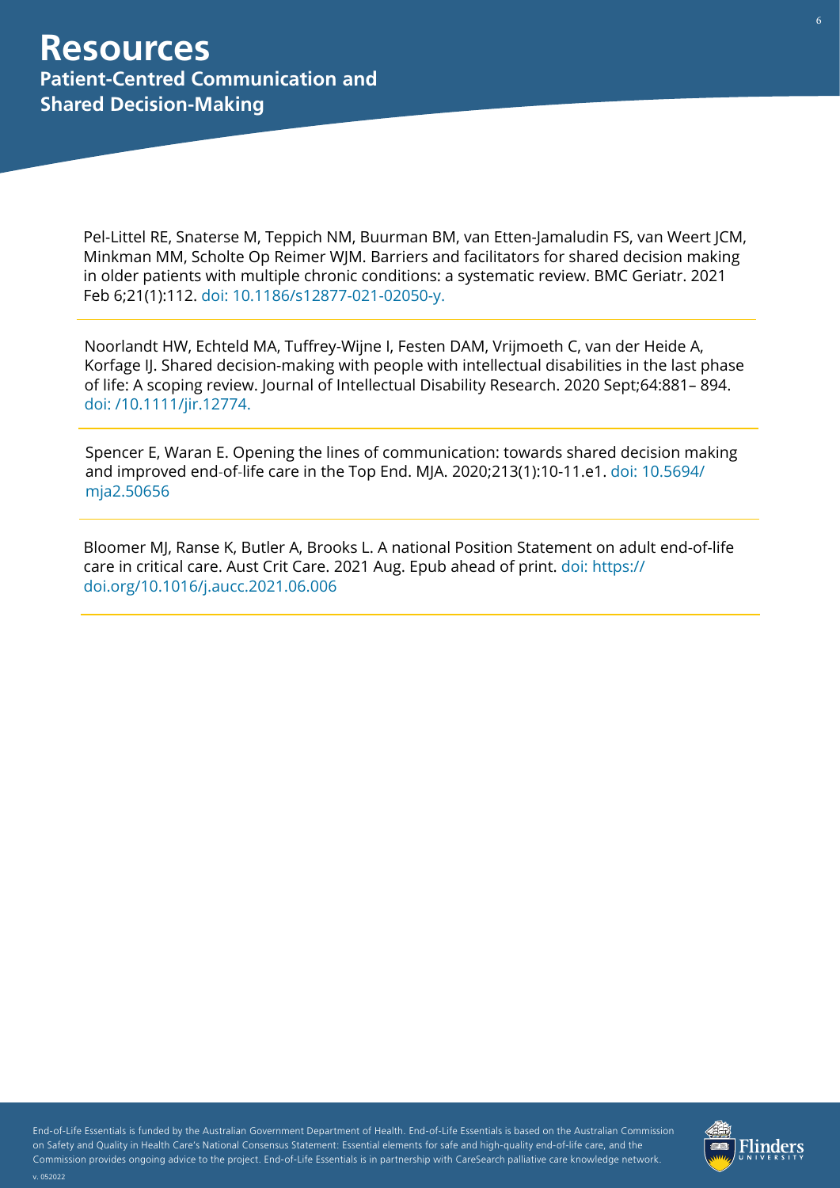# Resources

## Patient-Centred Communication and Shared Decision-Making

Pel-Littel RE, Snaterse M, Teppich NM, Buurman BM, van Etten-Jamaludin FS, van Weert JCM, Minkman MM, Scholte Op Reimer WJM. Barriers and facilitators for shared decision making in older patients with multiple chronic conditions: a systematic review. BMC Geriatr. 2021 Feb 6;21(1):112. doi: 10.1186/s12877-021-02050-y.

---

Noorlandt HW, Echteld MA, Tuffrey-Wijne I, Festen DAM, Vrijmoeth C, van der Heide A, Korfage IJ. Shared decision-making with people with intellectual disabilities in the last phase of life: A scoping review. Journal of Intellectual Disability Research. 2020 Sept;64:881– 894. doi: /10.1111/jir.12774.

---

Spencer E, Waran E. Opening the lines of communication: towards shared decision making and improved end-of-life care in the Top End. MJA. 2020;213(1):10-11.e1. doi: 10.5694/mja2.50656

---

Bloomer MJ, Ranse K, Butler A, Brooks L. A national Position Statement on adult end-of-life care in critical care. Aust Crit Care. 2021 Aug. Epub ahead of print. doi: https://doi.org/10.1016/j.aucc.2021.06.006

---

End-of-Life Essentials is funded by the Australian Government Department of Health. End-of-Life Essentials is based on the Australian Commission on Safety and Quality in Health Care's National Consensus Statement: Essential elements for safe and high-quality end-of-life care, and the Commission provides ongoing advice to the project. End-of-Life Essentials is in partnership with CareSearch palliative care knowledge network.

v. 052022